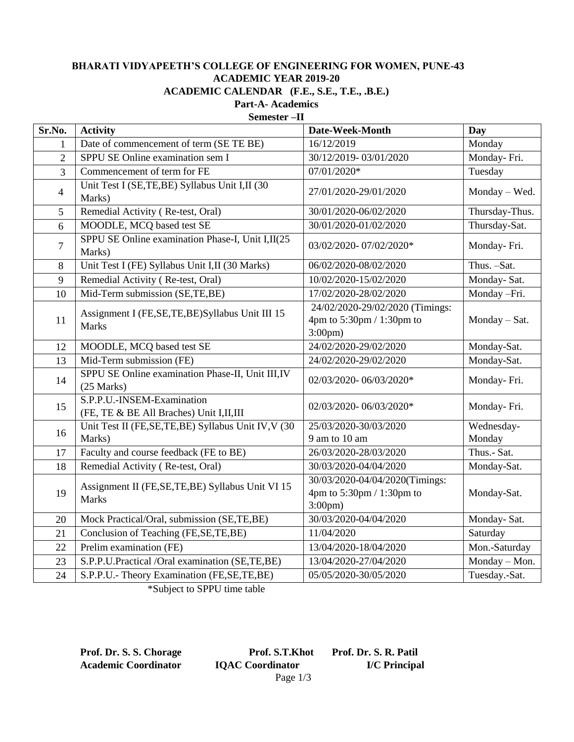**BHARATI VIDYAPEETH'S COLLEGE OF ENGINEERING FOR WOMEN, PUNE-43**

**ACADEMIC YEAR 2019-20**

**ACADEMIC CALENDAR (F.E., S.E., T.E., .B.E.)**

**Part-A- Academics**

**Semester –II**

| Sr.No. | Activity | Date-Week-Month | Day |
|---|---|---|---|
| 1 | Date of commencement of term (SE TE BE) | 16/12/2019 | Monday |
| 2 | SPPU SE Online examination sem I | 30/12/2019- 03/01/2020 | Monday- Fri. |
| 3 | Commencement of term for FE | 07/01/2020* | Tuesday |
| 4 | Unit Test I (SE,TE,BE) Syllabus Unit I,II (30 Marks) | 27/01/2020-29/01/2020 | Monday – Wed. |
| 5 | Remedial Activity ( Re-test, Oral) | 30/01/2020-06/02/2020 | Thursday-Thus. |
| 6 | MOODLE, MCQ based test SE | 30/01/2020-01/02/2020 | Thursday-Sat. |
| 7 | SPPU SE Online examination Phase-I, Unit I,II(25 Marks) | 03/02/2020- 07/02/2020* | Monday- Fri. |
| 8 | Unit Test I (FE) Syllabus Unit I,II (30 Marks) | 06/02/2020-08/02/2020 | Thus. –Sat. |
| 9 | Remedial Activity ( Re-test, Oral) | 10/02/2020-15/02/2020 | Monday- Sat. |
| 10 | Mid-Term submission (SE,TE,BE) | 17/02/2020-28/02/2020 | Monday –Fri. |
| 11 | Assignment I (FE,SE,TE,BE)Syllabus Unit III 15 Marks | 24/02/2020-29/02/2020 (Timings: 4pm to 5:30pm / 1:30pm to 3:00pm) | Monday – Sat. |
| 12 | MOODLE, MCQ based test SE | 24/02/2020-29/02/2020 | Monday-Sat. |
| 13 | Mid-Term submission (FE) | 24/02/2020-29/02/2020 | Monday-Sat. |
| 14 | SPPU SE Online examination Phase-II, Unit III,IV (25 Marks) | 02/03/2020- 06/03/2020* | Monday- Fri. |
| 15 | S.P.P.U.-INSEM-Examination (FE, TE & BE All Braches) Unit I,II,III | 02/03/2020- 06/03/2020* | Monday- Fri. |
| 16 | Unit Test II (FE,SE,TE,BE) Syllabus Unit IV,V (30 Marks) | 25/03/2020-30/03/2020 9 am to 10 am | Wednesday- Monday |
| 17 | Faculty and course feedback (FE to BE) | 26/03/2020-28/03/2020 | Thus.- Sat. |
| 18 | Remedial Activity ( Re-test, Oral) | 30/03/2020-04/04/2020 | Monday-Sat. |
| 19 | Assignment II (FE,SE,TE,BE) Syllabus Unit VI 15 Marks | 30/03/2020-04/04/2020(Timings: 4pm to 5:30pm / 1:30pm to 3:00pm) | Monday-Sat. |
| 20 | Mock Practical/Oral, submission (SE,TE,BE) | 30/03/2020-04/04/2020 | Monday- Sat. |
| 21 | Conclusion of Teaching (FE,SE,TE,BE) | 11/04/2020 | Saturday |
| 22 | Prelim examination (FE) | 13/04/2020-18/04/2020 | Mon.-Saturday |
| 23 | S.P.P.U.Practical /Oral examination (SE,TE,BE) | 13/04/2020-27/04/2020 | Monday – Mon. |
| 24 | S.P.P.U.- Theory Examination (FE,SE,TE,BE) | 05/05/2020-30/05/2020 | Tuesday.-Sat. |

*Subject to SPPU time table

**Prof. Dr. S. S. Chorage**
**Academic Coordinator**

**Prof. S.T.Khot**
**IQAC Coordinator**

**Prof. Dr. S. R. Patil**
**I/C Principal**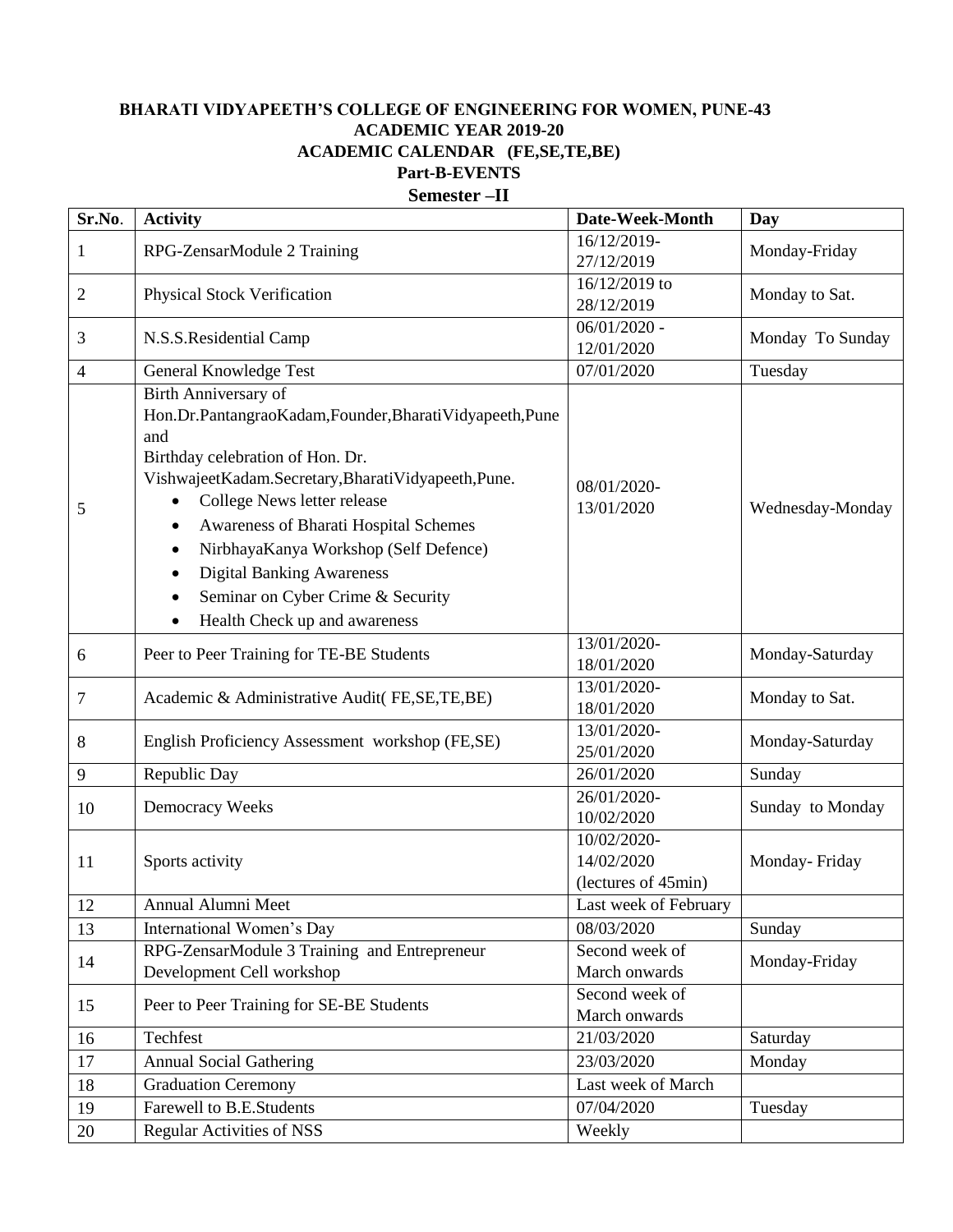# BHARATI VIDYAPEETH'S COLLEGE OF ENGINEERING FOR WOMEN, PUNE-43
## ACADEMIC YEAR 2019-20
## ACADEMIC CALENDAR (FE,SE,TE,BE)
### Part-B-EVENTS
### Semester –II

| Sr.No. | Activity | Date-Week-Month | Day |
|---|---|---|---|
| 1 | RPG-ZensarModule 2 Training | 16/12/2019-27/12/2019 | Monday-Friday |
| 2 | Physical Stock Verification | 16/12/2019 to 28/12/2019 | Monday to Sat. |
| 3 | N.S.S.Residential Camp | 06/01/2020 - 12/01/2020 | Monday To Sunday |
| 4 | General Knowledge Test | 07/01/2020 | Tuesday |
| 5 | Birth Anniversary of Hon.Dr.PantangraoKadam,Founder,BharatiVidyapeeth,Pune and Birthday celebration of Hon. Dr. VishwajeetKadam.Secretary,BharatiVidyapeeth,Pune. <br>• College News letter release <br>• Awareness of Bharati Hospital Schemes <br>• NirbhayaKanya Workshop (Self Defence) <br>• Digital Banking Awareness <br>• Seminar on Cyber Crime & Security <br>• Health Check up and awareness | 08/01/2020-13/01/2020 | Wednesday-Monday |
| 6 | Peer to Peer Training for TE-BE Students | 13/01/2020-18/01/2020 | Monday-Saturday |
| 7 | Academic & Administrative Audit( FE,SE,TE,BE) | 13/01/2020-18/01/2020 | Monday to Sat. |
| 8 | English Proficiency Assessment workshop (FE,SE) | 13/01/2020-25/01/2020 | Monday-Saturday |
| 9 | Republic Day | 26/01/2020 | Sunday |
| 10 | Democracy Weeks | 26/01/2020-10/02/2020 | Sunday to Monday |
| 11 | Sports activity | 10/02/2020-14/02/2020 (lectures of 45min) | Monday- Friday |
| 12 | Annual Alumni Meet | Last week of February | |
| 13 | International Women's Day | 08/03/2020 | Sunday |
| 14 | RPG-ZensarModule 3 Training and Entrepreneur Development Cell workshop | Second week of March onwards | Monday-Friday |
| 15 | Peer to Peer Training for SE-BE Students | Second week of March onwards | |
| 16 | Techfest | 21/03/2020 | Saturday |
| 17 | Annual Social Gathering | 23/03/2020 | Monday |
| 18 | Graduation Ceremony | Last week of March | |
| 19 | Farewell to B.E.Students | 07/04/2020 | Tuesday |
| 20 | Regular Activities of NSS | Weekly | |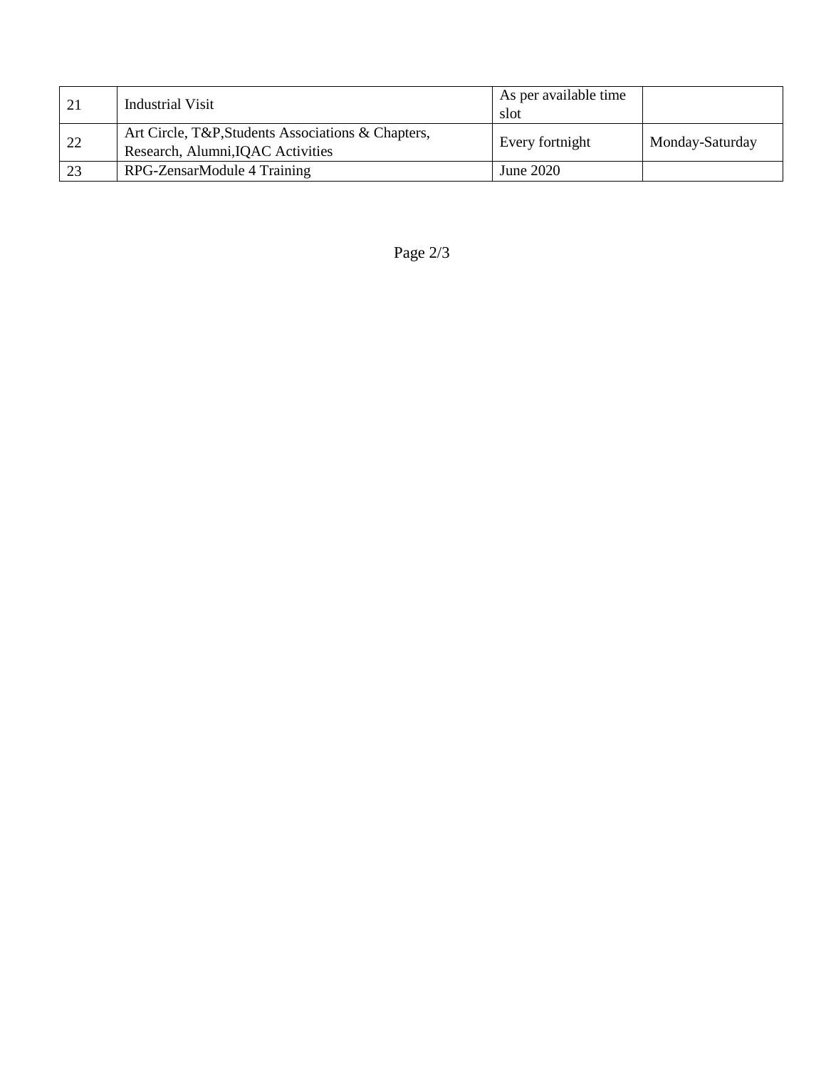| 21 | Industrial Visit | As per available time slot | |
|---|---|---|---|
| 22 | Art Circle, T&P,Students Associations & Chapters, Research, Alumni,IQAC Activities | Every fortnight | Monday-Saturday |
| 23 | RPG-ZensarModule 4 Training | June 2020 | |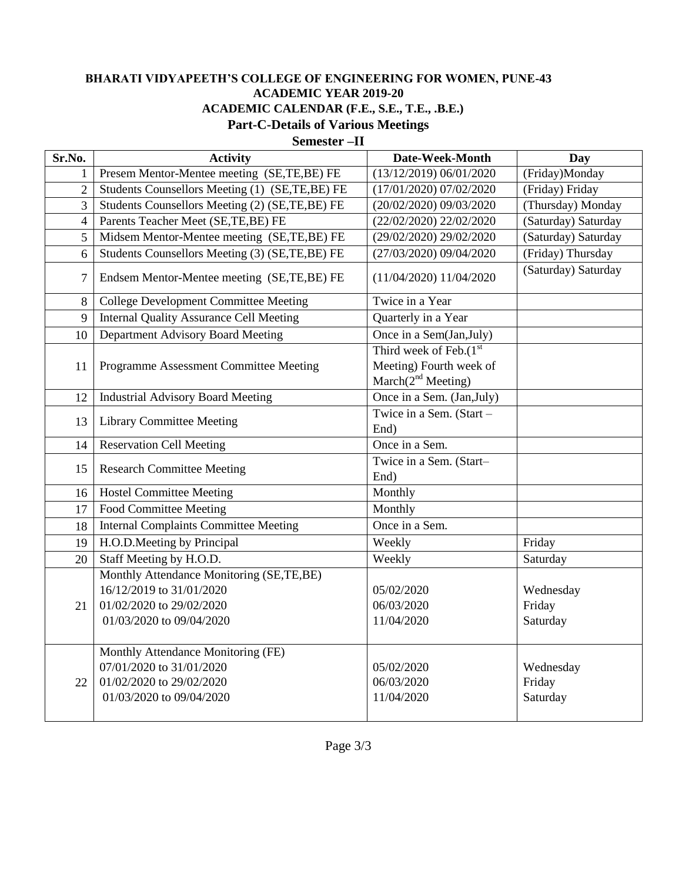**BHARATI VIDYAPEETH'S COLLEGE OF ENGINEERING FOR WOMEN, PUNE-43**

**ACADEMIC YEAR 2019-20**

**ACADEMIC CALENDAR (F.E., S.E., T.E., .B.E.)**

**Part-C-Details of Various Meetings**

**Semester –II**

| Sr.No. | Activity | Date-Week-Month | Day |
|---|---|---|---|
| 1 | Presem Mentor-Mentee meeting (SE,TE,BE) FE | (13/12/2019) 06/01/2020 | (Friday)Monday |
| 2 | Students Counsellors Meeting (1) (SE,TE,BE) FE | (17/01/2020) 07/02/2020 | (Friday) Friday |
| 3 | Students Counsellors Meeting (2) (SE,TE,BE) FE | (20/02/2020) 09/03/2020 | (Thursday) Monday |
| 4 | Parents Teacher Meet (SE,TE,BE) FE | (22/02/2020) 22/02/2020 | (Saturday) Saturday |
| 5 | Midsem Mentor-Mentee meeting (SE,TE,BE) FE | (29/02/2020) 29/02/2020 | (Saturday) Saturday |
| 6 | Students Counsellors Meeting (3) (SE,TE,BE) FE | (27/03/2020) 09/04/2020 | (Friday) Thursday |
| 7 | Endsem Mentor-Mentee meeting (SE,TE,BE) FE | (11/04/2020) 11/04/2020 | (Saturday) Saturday |
| 8 | College Development Committee Meeting | Twice in a Year | |
| 9 | Internal Quality Assurance Cell Meeting | Quarterly in a Year | |
| 10 | Department Advisory Board Meeting | Once in a Sem(Jan,July) | |
| 11 | Programme Assessment Committee Meeting | Third week of Feb.(1st Meeting) Fourth week of March(2nd Meeting) | |
| 12 | Industrial Advisory Board Meeting | Once in a Sem. (Jan,July) | |
| 13 | Library Committee Meeting | Twice in a Sem. (Start – End) | |
| 14 | Reservation Cell Meeting | Once in a Sem. | |
| 15 | Research Committee Meeting | Twice in a Sem. (Start– End) | |
| 16 | Hostel Committee Meeting | Monthly | |
| 17 | Food Committee Meeting | Monthly | |
| 18 | Internal Complaints Committee Meeting | Once in a Sem. | |
| 19 | H.O.D.Meeting by Principal | Weekly | Friday |
| 20 | Staff Meeting by H.O.D. | Weekly | Saturday |
| 21 | Monthly Attendance Monitoring (SE,TE,BE)<br>16/12/2019 to 31/01/2020<br>01/02/2020 to 29/02/2020<br>01/03/2020 to 09/04/2020 | <br>05/02/2020<br>06/03/2020<br>11/04/2020 | <br>Wednesday<br>Friday<br>Saturday |
| 22 | Monthly Attendance Monitoring (FE)<br>07/01/2020 to 31/01/2020<br>01/02/2020 to 29/02/2020<br>01/03/2020 to 09/04/2020 | <br>05/02/2020<br>06/03/2020<br>11/04/2020 | <br>Wednesday<br>Friday<br>Saturday |